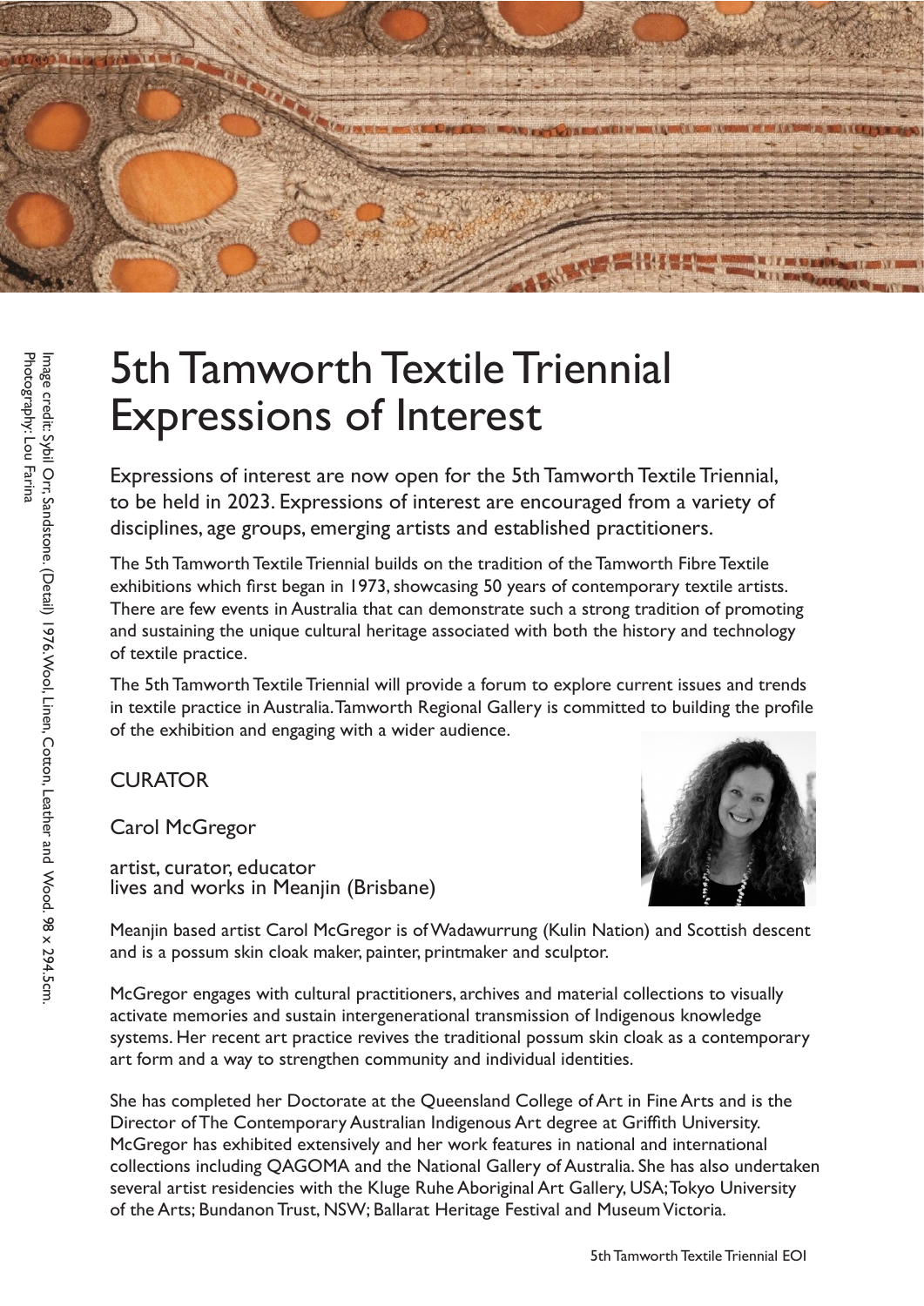Image credit: Sybil Orr, Sandstone. (Detail) 1976. Wool, Linen, Cotton, Leather and Wood. 98 x 294.5cm.
Photography: Lou Farina

# 5th Tamworth Textile Triennial Expressions of Interest

Expressions of interest are now open for the 5th Tamworth Textile Triennial, to be held in 2023. Expressions of interest are encouraged from a variety of disciplines, age groups, emerging artists and established practitioners.

The 5th Tamworth Textile Triennial builds on the tradition of the Tamworth Fibre Textile exhibitions which first began in 1973, showcasing 50 years of contemporary textile artists. There are few events in Australia that can demonstrate such a strong tradition of promoting and sustaining the unique cultural heritage associated with both the history and technology of textile practice.

The 5th Tamworth Textile Triennial will provide a forum to explore current issues and trends in textile practice in Australia. Tamworth Regional Gallery is committed to building the profile of the exhibition and engaging with a wider audience.

## CURATOR

Carol McGregor

artist, curator, educator
lives and works in Meanjin (Brisbane)

Meanjin based artist Carol McGregor is of Wadawurrung (Kulin Nation) and Scottish descent and is a possum skin cloak maker, painter, printmaker and sculptor.

McGregor engages with cultural practitioners, archives and material collections to visually activate memories and sustain intergenerational transmission of Indigenous knowledge systems. Her recent art practice revives the traditional possum skin cloak as a contemporary art form and a way to strengthen community and individual identities.

She has completed her Doctorate at the Queensland College of Art in Fine Arts and is the Director of The Contemporary Australian Indigenous Art degree at Griffith University. McGregor has exhibited extensively and her work features in national and international collections including QAGOMA and the National Gallery of Australia. She has also undertaken several artist residencies with the Kluge Ruhe Aboriginal Art Gallery, USA; Tokyo University of the Arts; Bundanon Trust, NSW; Ballarat Heritage Festival and Museum Victoria.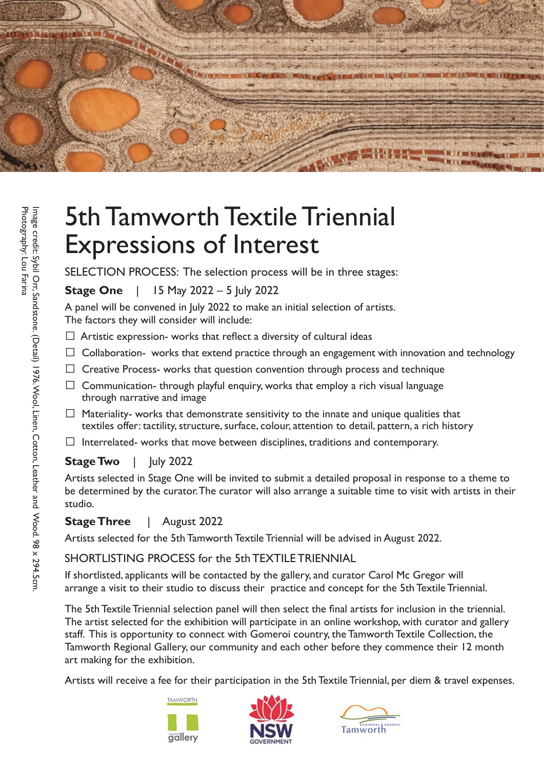Image credit: Sybil Orr, Sandstone. (Detail) 1976. Wool, Linen, Cotton, Leather and Wood. 98 x 294.5cm.
Photography: Lou Farina

# 5th Tamworth Textile Triennial Expressions of Interest

SELECTION PROCESS: The selection process will be in three stages:

**Stage One** | 15 May 2022 – 5 July 2022

A panel will be convened in July 2022 to make an initial selection of artists.
The factors they will consider will include:

- ☐ Artistic expression- works that reflect a diversity of cultural ideas
- ☐ Collaboration- works that extend practice through an engagement with innovation and technology
- ☐ Creative Process- works that question convention through process and technique
- ☐ Communication- through playful enquiry, works that employ a rich visual language through narrative and image
- ☐ Materiality- works that demonstrate sensitivity to the innate and unique qualities that textiles offer: tactility, structure, surface, colour, attention to detail, pattern, a rich history
- ☐ Interrelated- works that move between disciplines, traditions and contemporary.

**Stage Two** | July 2022

Artists selected in Stage One will be invited to submit a detailed proposal in response to a theme to be determined by the curator. The curator will also arrange a suitable time to visit with artists in their studio.

**Stage Three** | August 2022

Artists selected for the 5th Tamworth Textile Triennial will be advised in August 2022.

SHORTLISTING PROCESS for the 5th TEXTILE TRIENNIAL

If shortlisted, applicants will be contacted by the gallery, and curator Carol Mc Gregor will arrange a visit to their studio to discuss their practice and concept for the 5th Textile Triennial.

The 5th Textile Triennial selection panel will then select the final artists for inclusion in the triennial. The artist selected for the exhibition will participate in an online workshop, with curator and gallery staff. This is opportunity to connect with Gomeroi country, the Tamworth Textile Collection, the Tamworth Regional Gallery, our community and each other before they commence their 12 month art making for the exhibition.

Artists will receive a fee for their participation in the 5th Textile Triennial, per diem & travel expenses.

TAMWORTH regional gallery | NSW GOVERNMENT | Tamworth Regional Council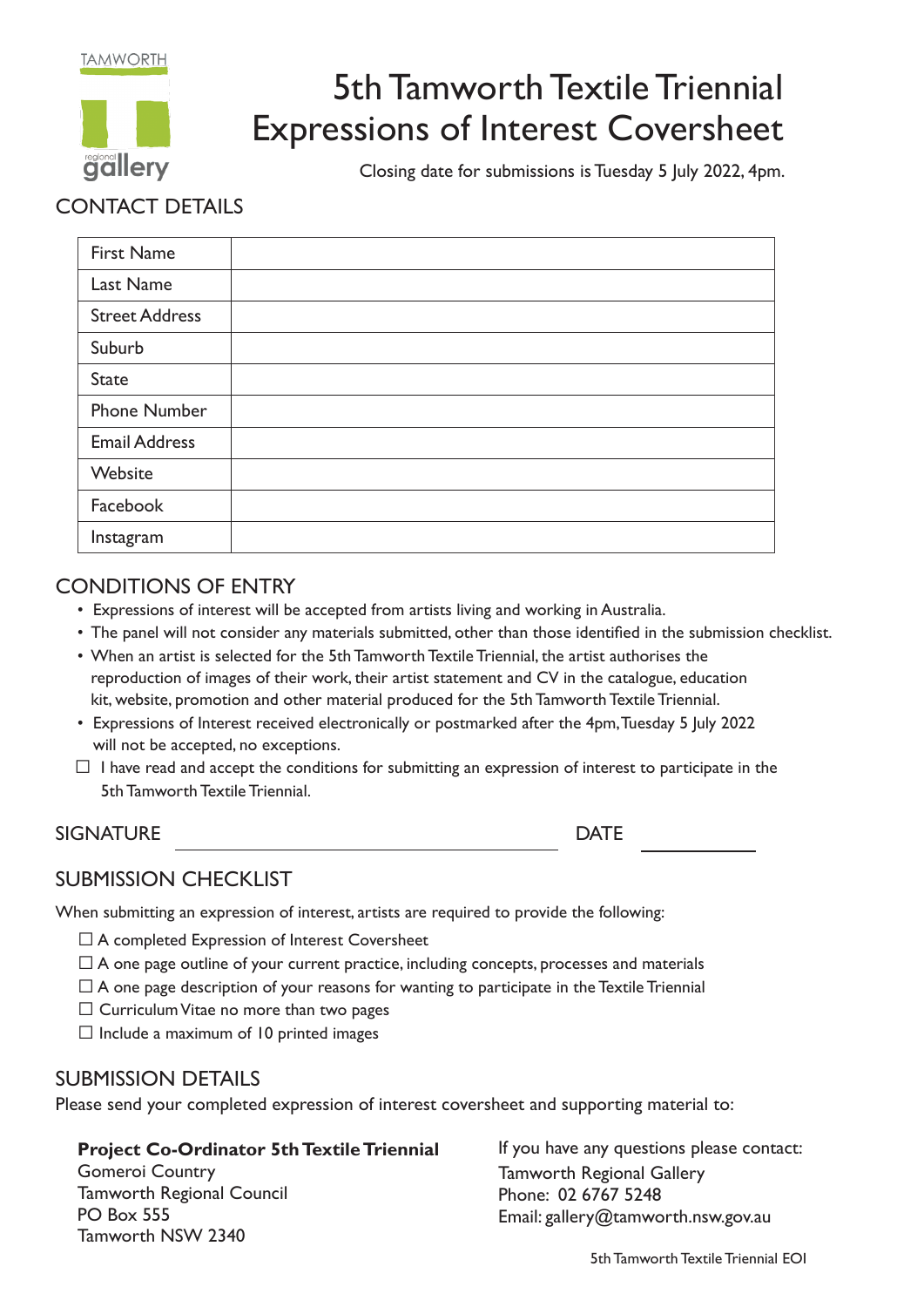# 5th Tamworth Textile Triennial Expressions of Interest Coversheet

Closing date for submissions is Tuesday 5 July 2022, 4pm.

## CONTACT DETAILS

| | |
|---|---|
| First Name | |
| Last Name | |
| Street Address | |
| Suburb | |
| State | |
| Phone Number | |
| Email Address | |
| Website | |
| Facebook | |
| Instagram | |

## CONDITIONS OF ENTRY

- Expressions of interest will be accepted from artists living and working in Australia.
- The panel will not consider any materials submitted, other than those identified in the submission checklist.
- When an artist is selected for the 5th Tamworth Textile Triennial, the artist authorises the reproduction of images of their work, their artist statement and CV in the catalogue, education kit, website, promotion and other material produced for the 5th Tamworth Textile Triennial.
- Expressions of Interest received electronically or postmarked after the 4pm, Tuesday 5 July 2022 will not be accepted, no exceptions.

☐ I have read and accept the conditions for submitting an expression of interest to participate in the 5th Tamworth Textile Triennial.

SIGNATURE ______________________________ DATE __________

## SUBMISSION CHECKLIST

When submitting an expression of interest, artists are required to provide the following:

☐ A completed Expression of Interest Coversheet
☐ A one page outline of your current practice, including concepts, processes and materials
☐ A one page description of your reasons for wanting to participate in the Textile Triennial
☐ Curriculum Vitae no more than two pages
☐ Include a maximum of 10 printed images

## SUBMISSION DETAILS

Please send your completed expression of interest coversheet and supporting material to:

**Project Co-Ordinator 5th Textile Triennial**
Gomeroi Country
Tamworth Regional Council
PO Box 555
Tamworth NSW 2340

If you have any questions please contact:
Tamworth Regional Gallery
Phone: 02 6767 5248
Email: gallery@tamworth.nsw.gov.au